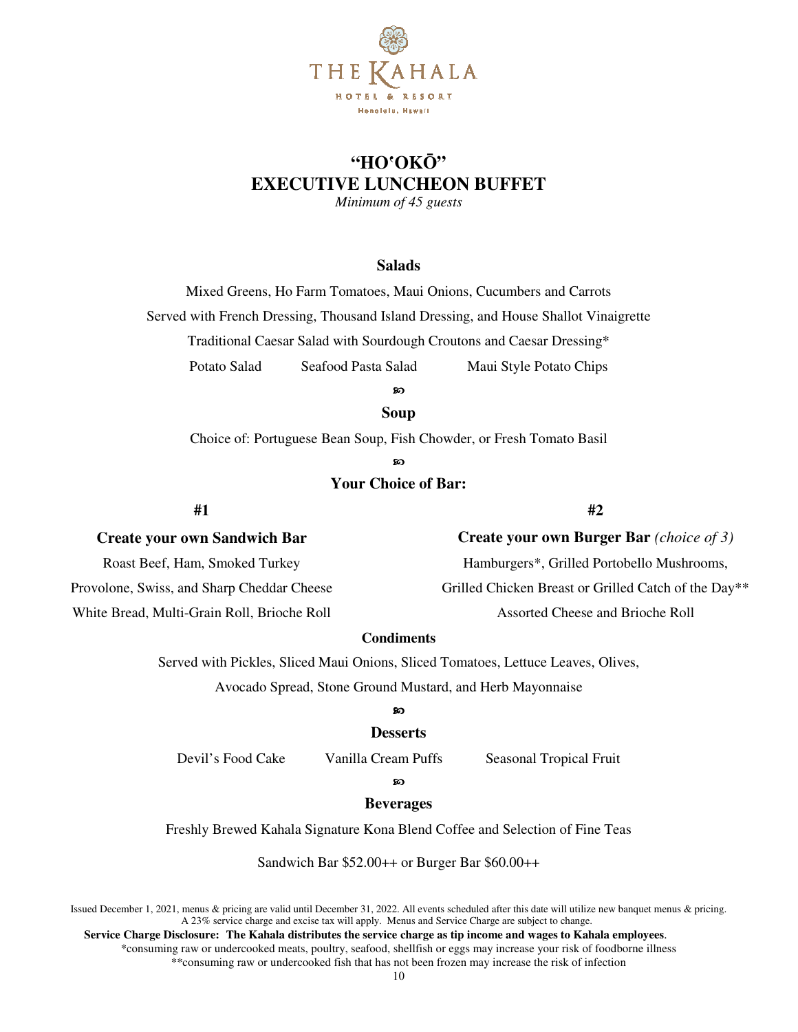THE KAHALA
HOTEL & RESORT
Honolulu, Hawaii

# "HOʻOKŌ"
# EXECUTIVE LUNCHEON BUFFET

*Minimum of 45 guests*

## Salads

Mixed Greens, Ho Farm Tomatoes, Maui Onions, Cucumbers and Carrots

Served with French Dressing, Thousand Island Dressing, and House Shallot Vinaigrette

Traditional Caesar Salad with Sourdough Croutons and Caesar Dressing*

Potato Salad    Seafood Pasta Salad    Maui Style Potato Chips

## Soup

Choice of: Portuguese Bean Soup, Fish Chowder, or Fresh Tomato Basil

## Your Choice of Bar:

### #1

**Create your own Sandwich Bar**

Roast Beef, Ham, Smoked Turkey

Provolone, Swiss, and Sharp Cheddar Cheese

White Bread, Multi-Grain Roll, Brioche Roll

### #2

**Create your own Burger Bar** *(choice of 3)*

Hamburgers*, Grilled Portobello Mushrooms,

Grilled Chicken Breast or Grilled Catch of the Day**

Assorted Cheese and Brioche Roll

**Condiments**

Served with Pickles, Sliced Maui Onions, Sliced Tomatoes, Lettuce Leaves, Olives,

Avocado Spread, Stone Ground Mustard, and Herb Mayonnaise

## Desserts

Devil's Food Cake    Vanilla Cream Puffs    Seasonal Tropical Fruit

## Beverages

Freshly Brewed Kahala Signature Kona Blend Coffee and Selection of Fine Teas

Sandwich Bar $52.00++ or Burger Bar $60.00++

Issued December 1, 2021, menus & pricing are valid until December 31, 2022. All events scheduled after this date will utilize new banquet menus & pricing. A 23% service charge and excise tax will apply. Menus and Service Charge are subject to change.

**Service Charge Disclosure: The Kahala distributes the service charge as tip income and wages to Kahala employees**.

*consuming raw or undercooked meats, poultry, seafood, shellfish or eggs may increase your risk of foodborne illness

**consuming raw or undercooked fish that has not been frozen may increase the risk of infection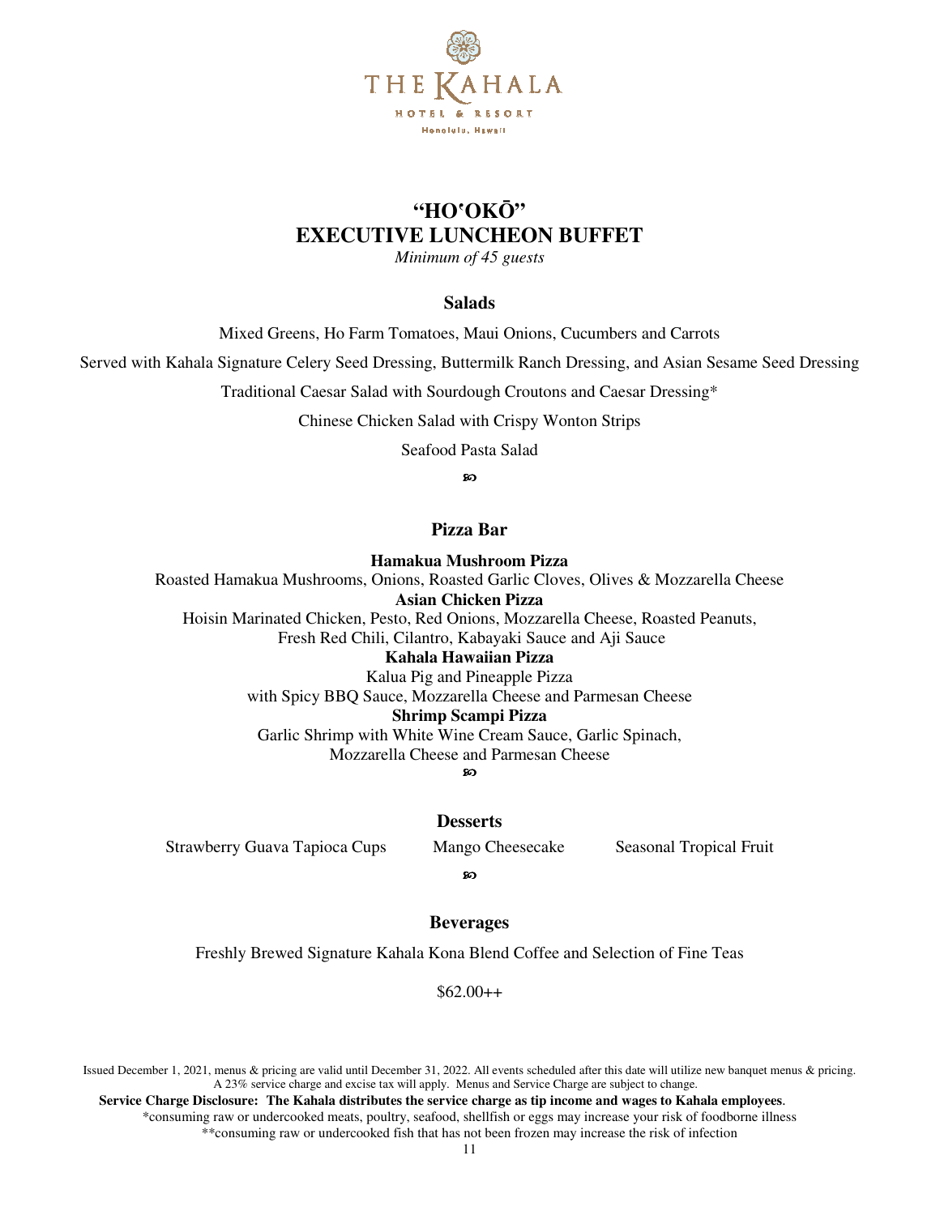THE KAHALA

HOTEL & RESORT

Honolulu, Hawaii

# "HOʻOKŌ"
# EXECUTIVE LUNCHEON BUFFET

*Minimum of 45 guests*

## Salads

Mixed Greens, Ho Farm Tomatoes, Maui Onions, Cucumbers and Carrots

Served with Kahala Signature Celery Seed Dressing, Buttermilk Ranch Dressing, and Asian Sesame Seed Dressing

Traditional Caesar Salad with Sourdough Croutons and Caesar Dressing*

Chinese Chicken Salad with Crispy Wonton Strips

Seafood Pasta Salad

## Pizza Bar

**Hamakua Mushroom Pizza**
Roasted Hamakua Mushrooms, Onions, Roasted Garlic Cloves, Olives & Mozzarella Cheese

**Asian Chicken Pizza**
Hoisin Marinated Chicken, Pesto, Red Onions, Mozzarella Cheese, Roasted Peanuts, Fresh Red Chili, Cilantro, Kabayaki Sauce and Aji Sauce

**Kahala Hawaiian Pizza**
Kalua Pig and Pineapple Pizza with Spicy BBQ Sauce, Mozzarella Cheese and Parmesan Cheese

**Shrimp Scampi Pizza**
Garlic Shrimp with White Wine Cream Sauce, Garlic Spinach, Mozzarella Cheese and Parmesan Cheese

## Desserts

Strawberry Guava Tapioca Cups

Mango Cheesecake

Seasonal Tropical Fruit

## Beverages

Freshly Brewed Signature Kahala Kona Blend Coffee and Selection of Fine Teas

$62.00++

Issued December 1, 2021, menus & pricing are valid until December 31, 2022. All events scheduled after this date will utilize new banquet menus & pricing. A 23% service charge and excise tax will apply. Menus and Service Charge are subject to change.

**Service Charge Disclosure: The Kahala distributes the service charge as tip income and wages to Kahala employees**.

*consuming raw or undercooked meats, poultry, seafood, shellfish or eggs may increase your risk of foodborne illness

**consuming raw or undercooked fish that has not been frozen may increase the risk of infection